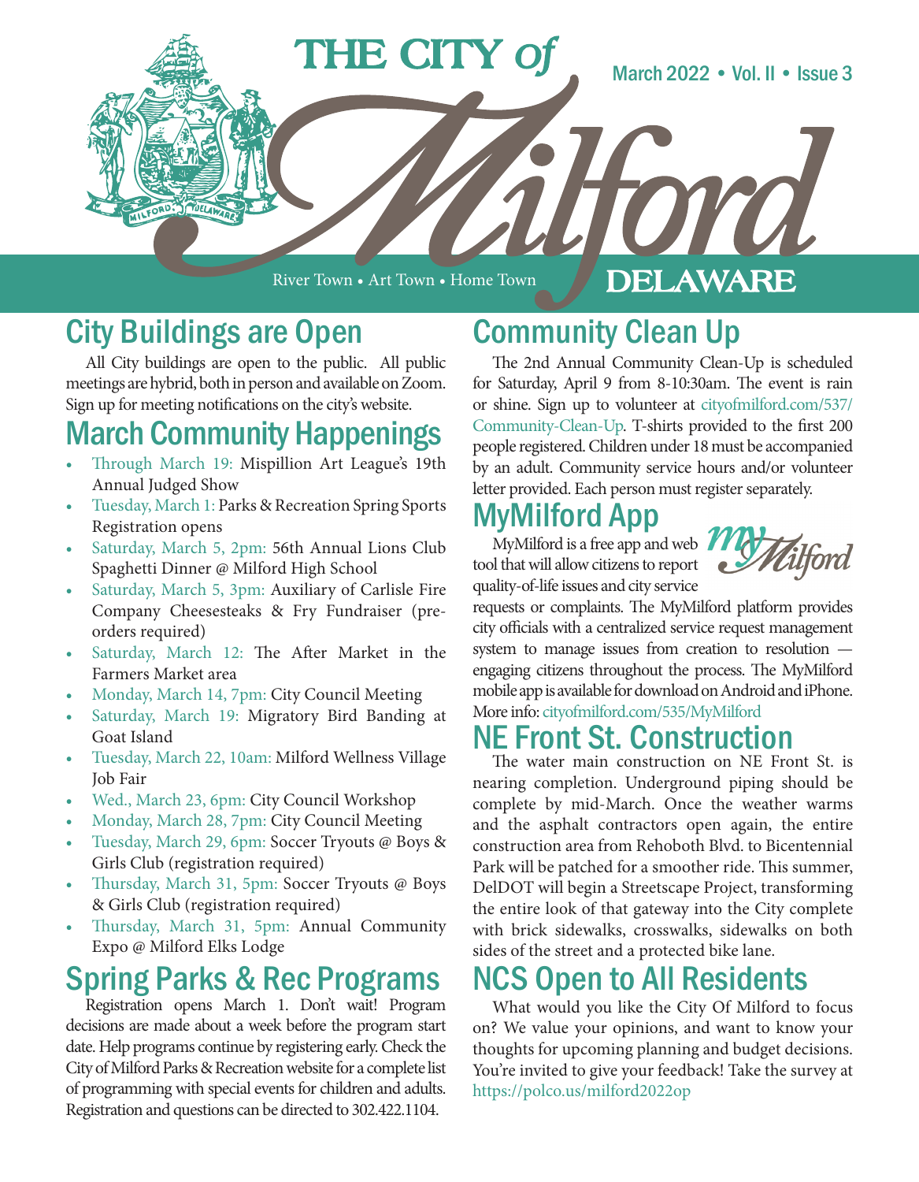# THE CITY of Milford DELAWARE

River Town • Art Town • Home Town

March 2022 • Vol. II • Issue 3

## City Buildings are Open

All City buildings are open to the public. All public meetings are hybrid, both in person and available on Zoom. Sign up for meeting notifications on the city's website.

## March Community Happenings

- Through March 19: Mispillion Art League's 19th Annual Judged Show
- Tuesday, March 1: Parks & Recreation Spring Sports Registration opens
- Saturday, March 5, 2pm: 56th Annual Lions Club Spaghetti Dinner @ Milford High School
- Saturday, March 5, 3pm: Auxiliary of Carlisle Fire Company Cheesesteaks & Fry Fundraiser (pre-orders required)
- Saturday, March 12: The After Market in the Farmers Market area
- Monday, March 14, 7pm: City Council Meeting
- Saturday, March 19: Migratory Bird Banding at Goat Island
- Tuesday, March 22, 10am: Milford Wellness Village Job Fair
- Wed., March 23, 6pm: City Council Workshop
- Monday, March 28, 7pm: City Council Meeting
- Tuesday, March 29, 6pm: Soccer Tryouts @ Boys & Girls Club (registration required)
- Thursday, March 31, 5pm: Soccer Tryouts @ Boys & Girls Club (registration required)
- Thursday, March 31, 5pm: Annual Community Expo @ Milford Elks Lodge

## Spring Parks & Rec Programs

Registration opens March 1. Don't wait! Program decisions are made about a week before the program start date. Help programs continue by registering early. Check the City of Milford Parks & Recreation website for a complete list of programming with special events for children and adults. Registration and questions can be directed to 302.422.1104.

## Community Clean Up

The 2nd Annual Community Clean-Up is scheduled for Saturday, April 9 from 8-10:30am. The event is rain or shine. Sign up to volunteer at cityofmilford.com/537/Community-Clean-Up. T-shirts provided to the first 200 people registered. Children under 18 must be accompanied by an adult. Community service hours and/or volunteer letter provided. Each person must register separately.

## MyMilford App

MyMilford is a free app and web tool that will allow citizens to report quality-of-life issues and city service requests or complaints. The MyMilford platform provides city officials with a centralized service request management system to manage issues from creation to resolution — engaging citizens throughout the process. The MyMilford mobile app is available for download on Android and iPhone. More info: cityofmilford.com/535/MyMilford

## NE Front St. Construction

The water main construction on NE Front St. is nearing completion. Underground piping should be complete by mid-March. Once the weather warms and the asphalt contractors open again, the entire construction area from Rehoboth Blvd. to Bicentennial Park will be patched for a smoother ride. This summer, DelDOT will begin a Streetscape Project, transforming the entire look of that gateway into the City complete with brick sidewalks, crosswalks, sidewalks on both sides of the street and a protected bike lane.

## NCS Open to All Residents

What would you like the City Of Milford to focus on? We value your opinions, and want to know your thoughts for upcoming planning and budget decisions. You're invited to give your feedback! Take the survey at https://polco.us/milford2022op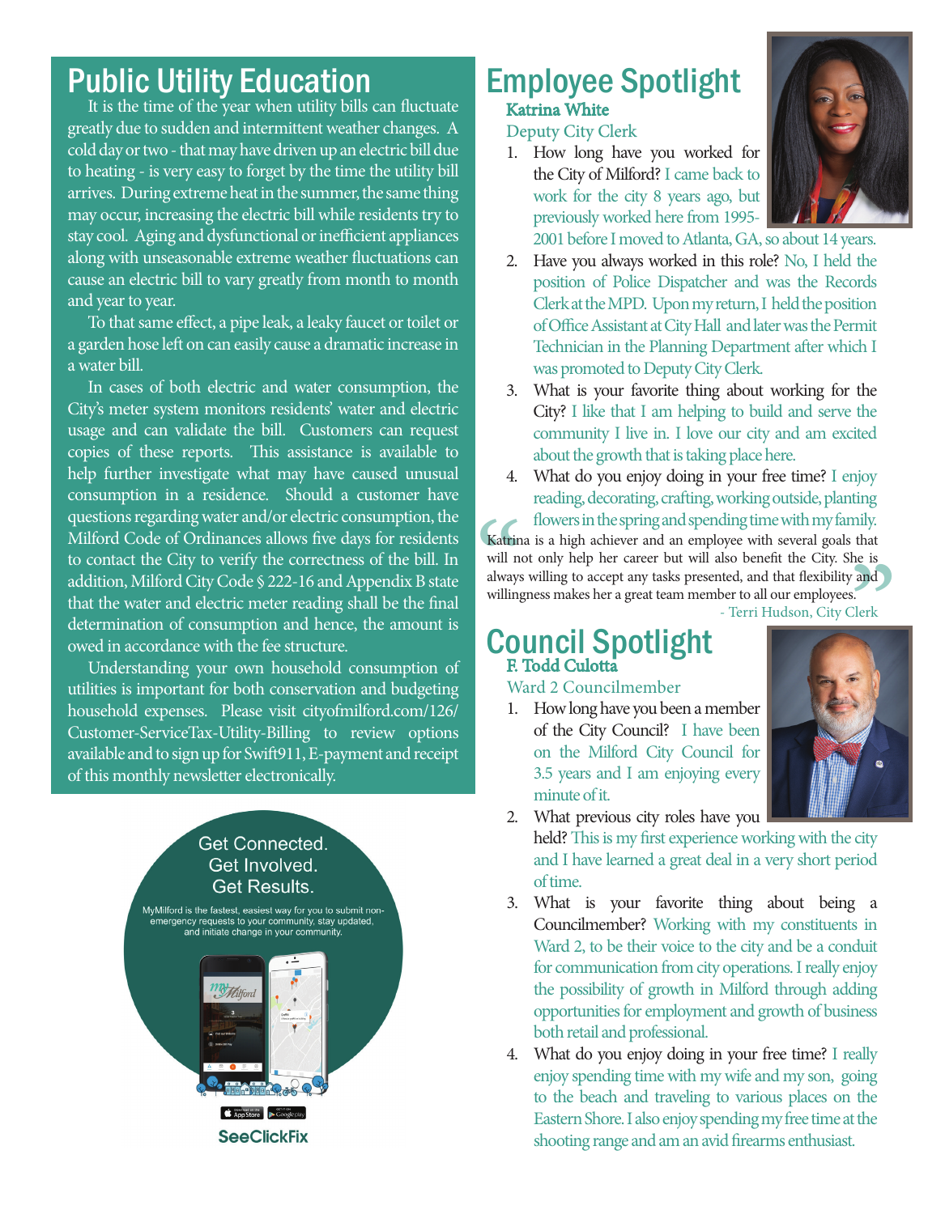# Public Utility Education

It is the time of the year when utility bills can fluctuate greatly due to sudden and intermittent weather changes. A cold day or two - that may have driven up an electric bill due to heating - is very easy to forget by the time the utility bill arrives. During extreme heat in the summer, the same thing may occur, increasing the electric bill while residents try to stay cool. Aging and dysfunctional or inefficient appliances along with unseasonable extreme weather fluctuations can cause an electric bill to vary greatly from month to month and year to year.

To that same effect, a pipe leak, a leaky faucet or toilet or a garden hose left on can easily cause a dramatic increase in a water bill.

In cases of both electric and water consumption, the City's meter system monitors residents' water and electric usage and can validate the bill. Customers can request copies of these reports. This assistance is available to help further investigate what may have caused unusual consumption in a residence. Should a customer have questions regarding water and/or electric consumption, the Milford Code of Ordinances allows five days for residents to contact the City to verify the correctness of the bill. In addition, Milford City Code § 222-16 and Appendix B state that the water and electric meter reading shall be the final determination of consumption and hence, the amount is owed in accordance with the fee structure.

Understanding your own household consumption of utilities is important for both conservation and budgeting household expenses. Please visit cityofmilford.com/126/Customer-ServiceTax-Utility-Billing to review options available and to sign up for Swift911, E-payment and receipt of this monthly newsletter electronically.

Get Connected.
Get Involved.
Get Results.

MyMilford is the fastest, easiest way for you to submit non-emergency requests to your community, stay updated, and initiate change in your community.

SeeClickFix

# Employee Spotlight

**Katrina White**

Deputy City Clerk

1. How long have you worked for the City of Milford? I came back to work for the city 8 years ago, but previously worked here from 1995-2001 before I moved to Atlanta, GA, so about 14 years.
2. Have you always worked in this role? No, I held the position of Police Dispatcher and was the Records Clerk at the MPD. Upon my return, I held the position of Office Assistant at City Hall and later was the Permit Technician in the Planning Department after which I was promoted to Deputy City Clerk.
3. What is your favorite thing about working for the City? I like that I am helping to build and serve the community I live in. I love our city and am excited about the growth that is taking place here.
4. What do you enjoy doing in your free time? I enjoy reading, decorating, crafting, working outside, planting flowers in the spring and spending time with my family.

"Katrina is a high achiever and an employee with several goals that will not only help her career but will also benefit the City. She is always willing to accept any tasks presented, and that flexibility and willingness makes her a great team member to all our employees."

- Terri Hudson, City Clerk

# Council Spotlight

**F. Todd Culotta**

Ward 2 Councilmember

1. How long have you been a member of the City Council? I have been on the Milford City Council for 3.5 years and I am enjoying every minute of it.
2. What previous city roles have you held? This is my first experience working with the city and I have learned a great deal in a very short period of time.
3. What is your favorite thing about being a Councilmember? Working with my constituents in Ward 2, to be their voice to the city and be a conduit for communication from city operations. I really enjoy the possibility of growth in Milford through adding opportunities for employment and growth of business both retail and professional.
4. What do you enjoy doing in your free time? I really enjoy spending time with my wife and my son, going to the beach and traveling to various places on the Eastern Shore. I also enjoy spending my free time at the shooting range and am an avid firearms enthusiast.